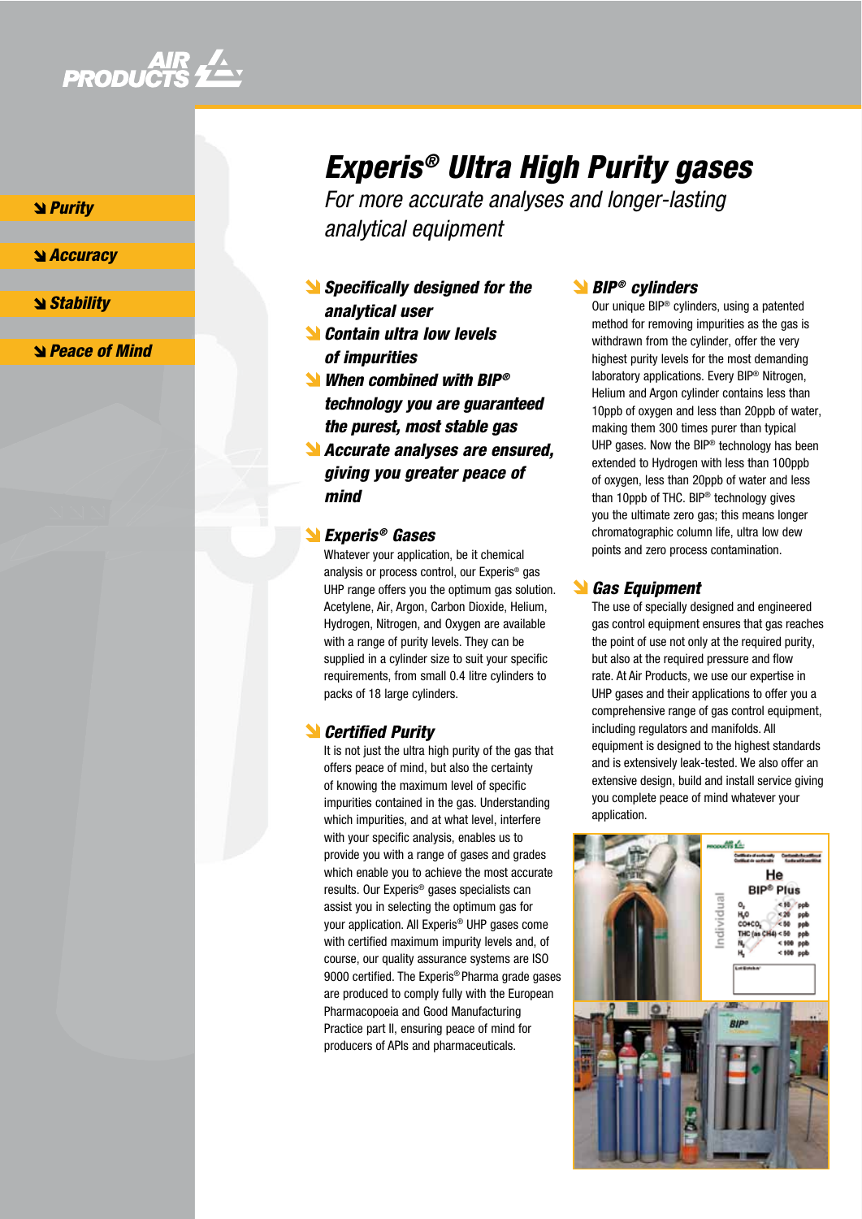# *Experis® Ultra High Purity gases*

*For more accurate analyses and longer-lasting analytical equipment*

- *Purity*
- *Accuracy*
- *Stability*
- *Peace of Mind*

- ***Specifically designed for the analytical user***
- ***Contain ultra low levels of impurities***
- ***When combined with BIP® technology you are guaranteed the purest, most stable gas***
- ***Accurate analyses are ensured, giving you greater peace of mind***

## *Experis® Gases*

Whatever your application, be it chemical analysis or process control, our Experis® gas UHP range offers you the optimum gas solution. Acetylene, Air, Argon, Carbon Dioxide, Helium, Hydrogen, Nitrogen, and Oxygen are available with a range of purity levels. They can be supplied in a cylinder size to suit your specific requirements, from small 0.4 litre cylinders to packs of 18 large cylinders.

## *Certified Purity*

It is not just the ultra high purity of the gas that offers peace of mind, but also the certainty of knowing the maximum level of specific impurities contained in the gas. Understanding which impurities, and at what level, interfere with your specific analysis, enables us to provide you with a range of gases and grades which enable you to achieve the most accurate results. Our Experis® gases specialists can assist you in selecting the optimum gas for your application. All Experis® UHP gases come with certified maximum impurity levels and, of course, our quality assurance systems are ISO 9000 certified. The Experis® Pharma grade gases are produced to comply fully with the European Pharmacopoeia and Good Manufacturing Practice part II, ensuring peace of mind for producers of APIs and pharmaceuticals.

## *BIP® cylinders*

Our unique BIP® cylinders, using a patented method for removing impurities as the gas is withdrawn from the cylinder, offer the very highest purity levels for the most demanding laboratory applications. Every BIP® Nitrogen, Helium and Argon cylinder contains less than 10ppb of oxygen and less than 20ppb of water, making them 300 times purer than typical UHP gases. Now the BIP® technology has been extended to Hydrogen with less than 100ppb of oxygen, less than 20ppb of water and less than 10ppb of THC. BIP® technology gives you the ultimate zero gas; this means longer chromatographic column life, ultra low dew points and zero process contamination.

## *Gas Equipment*

The use of specially designed and engineered gas control equipment ensures that gas reaches the point of use not only at the required purity, but also at the required pressure and flow rate. At Air Products, we use our expertise in UHP gases and their applications to offer you a comprehensive range of gas control equipment, including regulators and manifolds. All equipment is designed to the highest standards and is extensively leak-tested. We also offer an extensive design, build and install service giving you complete peace of mind whatever your application.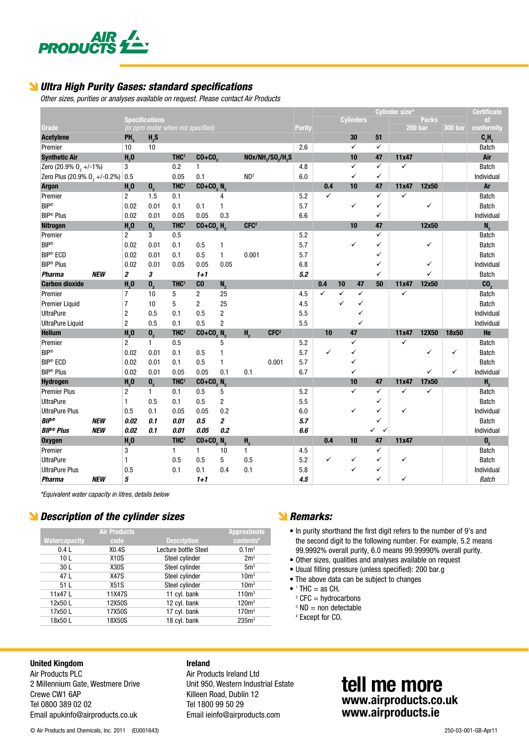## Ultra High Purity Gases: standard specifications

*Other sizes, purities or analyses available on request. Please contact Air Products*

| Grade | Specifications (in ppm molar when not specified) | | | | | | | Purity | Cylinder size* | | | | | | | Certificate of conformity |
|---|---|---|---|---|---|---|---|---|---|---|---|---|---|---|---|---|
| | | | | | | | | | Cylinders | | | | Packs | | | |
| | | | | | | | | | | | | | 200 bar | | 300 bar | |
| **Acetylene** | $PH_3$ | $H_2S$ | | | | | | | | | 30 | 51 | | | | $C_2H_2$ |
| Premier | 10 | 10 | | | | | | 2.6 | | | ✓ | ✓ | | | | Batch |
| **Synthetic Air** | $H_2O$ | | THC[1] | $CO+CO_2$ | | $NOx/NH_3/SO_2/H_2S$ | | | | | 10 | 47 | 11x47 | | | Air |
| Zero (20.9% $O_2$ +/-1%) | 3 | | 0.2 | 1 | | | | 4.8 | | | ✓ | ✓ | ✓ | | | Batch |
| Zero Plus (20.9% $O_2$ +/-0.2%) | 0.5 | | 0.05 | 0.1 | | ND[3] | | 6.0 | | | ✓ | ✓ | | | | Individual |
| **Argon** | $H_2O$ | $O_2$ | THC[1] | $CO+CO_2$ | $N_2$ | | | | 0.4 | | 10 | 47 | 11x47 | 12x50 | | Ar |
| Premier | 2 | 1.5 | 0.1 | | 4 | | | 5.2 | ✓ | | | ✓ | ✓ | | | Batch |
| BIP® | 0.02 | 0.01 | 0.1 | 0.1 | 1 | | | 5.7 | | | ✓ | ✓ | | ✓ | | Batch |
| BIP® Plus | 0.02 | 0.01 | 0.05 | 0.05 | 0.3 | | | 6.6 | | | | ✓ | | | | Individual |
| **Nitrogen** | $H_2O$ | $O_2$ | THC[1] | $CO+CO_2$ | $H_2$ | CFC[2] | | | | | 10 | 47 | | 12x50 | | $N_2$ |
| Premier | 2 | 3 | 0.5 | | | | | 5.2 | | | | ✓ | | | | Batch |
| BIP® | 0.02 | 0.01 | 0.1 | 0.5 | 1 | | | 5.7 | | | ✓ | ✓ | | ✓ | | Batch |
| BIP® ECD | 0.02 | 0.01 | 0.1 | 0.5 | 1 | 0.001 | | 5.7 | | | | ✓ | | | | Batch |
| BIP® Plus | 0.02 | 0.01 | 0.05 | 0.05 | 0.05 | | | 6.8 | | | | ✓ | | ✓ | | Individual |
| ***Pharma NEW*** | ***2*** | ***3*** | | ***1+1*** | | | | ***5.2*** | | | | ✓ | | ✓ | | Batch |
| **Carbon dioxide** | $H_2O$ | $O_2$ | THC[1] | CO | $N_2$ | | | | 0.4 | 10 | 47 | 50 | 11x47 | 12x50 | | $CO_2$ |
| Premier | 7 | 10 | 5 | 2 | 25 | | | 4.5 | ✓ | ✓ | ✓ | | ✓ | | | Batch |
| Premier Liquid | 7 | 10 | 5 | 2 | 25 | | | 4.5 | | ✓ | ✓ | | | | | Batch |
| UltraPure | 2 | 0.5 | 0.1 | 0.5 | 2 | | | 5.5 | | | ✓ | | | | | Individual |
| UltraPure Liquid | 2 | 0.5 | 0.1 | 0.5 | 2 | | | 5.5 | | | ✓ | | | | | Individual |
| **Helium** | $H_2O$ | $O_2$ | THC[1] | $CO+CO_2$ | $N_2$ | $H_2$ | CFC[2] | | 10 | | 47 | | 11x47 | 12X50 | 18x50 | He |
| Premier | 2 | 1 | 0.5 | | 5 | | | 5.2 | | | ✓ | | ✓ | | | Batch |
| BIP® | 0.02 | 0.01 | 0.1 | 0.5 | 1 | | | 5.7 | ✓ | | ✓ | | | ✓ | ✓ | Batch |
| BIP® ECD | 0.02 | 0.01 | 0.1 | 0.5 | 1 | | 0.001 | 5.7 | | | ✓ | | | | | Batch |
| BIP® Plus | 0.02 | 0.01 | 0.05 | 0.05 | 0.1 | 0.1 | | 6.7 | | | ✓ | | | ✓ | ✓ | Individual |
| **Hydrogen** | $H_2O$ | $O_2$ | THC[1] | $CO+CO_2$ | $N_2$ | | | | | | 10 | 47 | 11x47 | 17x50 | | $H_2$ |
| Premier Plus | 2 | 1 | 0.1 | 0.5 | 5 | | | 5.2 | | | ✓ | ✓ | ✓ | ✓ | | Batch |
| UltraPure | 1 | 0.5 | 0.1 | 0.5 | 2 | | | 5.5 | | | | ✓ | | | | Batch |
| UltraPure Plus | 0.5 | 0.1 | 0.05 | 0.05 | 0.2 | | | 6.0 | | | ✓ | ✓ | ✓ | | | Individual |
| ***BIP® NEW*** | ***0.02*** | ***0.1*** | ***0.01*** | ***0.5*** | ***2*** | | | ***5.7*** | | | | ✓ | | | | Batch |
| ***BIP® Plus NEW*** | ***0.02*** | ***0.1*** | ***0.01*** | ***0.05*** | ***0.2*** | | | ***6.6*** | | | | ✓ ✓ | | | | Individual |
| **Oxygen** | $H_2O$ | | THC[1] | $CO+CO_2$ | $N_2$ | $H_2$ | | | 0.4 | | 10 | 47 | 11x47 | | | $O_2$ |
| Premier | 3 | | 1 | 1 | 10 | 1 | | 4.5 | | | | ✓ | | | | Batch |
| UltraPure | 1 | | 0.5 | 0.5 | 5 | 0.5 | | 5.2 | ✓ | | ✓ | ✓ | ✓ | | | Batch |
| UltraPure Plus | 0.5 | | 0.1 | 0.1 | 0.4 | 0.1 | | 5.8 | | | ✓ | ✓ | | | | Individual |
| ***Pharma NEW*** | ***5*** | | | ***1+1*** | | | | ***4.5*** | | | | ✓ | ✓ | | | *Batch* |

*\*Equivalent water capacity in litres, details below*

## Description of the cylinder sizes

| Watercapacity | Air Products code | Description | Approximate contents[4] |
|---|---|---|---|
| 0.4 L | X0.4S | Lecture bottle Steel | 0.1m³ |
| 10 L | X10S | Steel cylinder | 2m³ |
| 30 L | X30S | Steel cylinder | 5m³ |
| 47 L | X47S | Steel cylinder | 10m³ |
| 51 L | X51S | Steel cylinder | 10m³ |
| 11x47 L | 11X47S | 11 cyl. bank | 110m³ |
| 12x50 L | 12X50S | 12 cyl. bank | 120m³ |
| 17x50 L | 17X50S | 17 cyl. bank | 170m³ |
| 18x50 L | 18X50S | 18 cyl. bank | 235m³ |

## Remarks:

- In purity shorthand the first digit refers to the number of 9's and the second digit to the following number. For example, 5.2 means 99.9992% overall purity, 6.0 means 99.99990% overall purity.
- Other sizes, qualities and analyses available on request
- Usual filling pressure (unless specified): 200 bar.g
- The above data can be subject to changes
- [1] THC = as $CH_4$
  [2] CFC = hydrocarbons
  [3] ND = non detectable
  [4] Except for $CO_2$

**United Kingdom**
Air Products PLC
2 Millennium Gate, Westmere Drive
Crewe CW1 6AP
Tel 0800 389 02 02
Email apukinfo@airproducts.co.uk

**Ireland**
Air Products Ireland Ltd
Unit 950, Western Industrial Estate
Killeen Road, Dublin 12
Tel 1800 99 50 29
Email ieinfo@airproducts.com

**tell me more**
**www.airproducts.co.uk**
**www.airproducts.ie**

© Air Products and Chemicals, Inc. 2011 (EU001643)

250-03-001-GB-Apr11